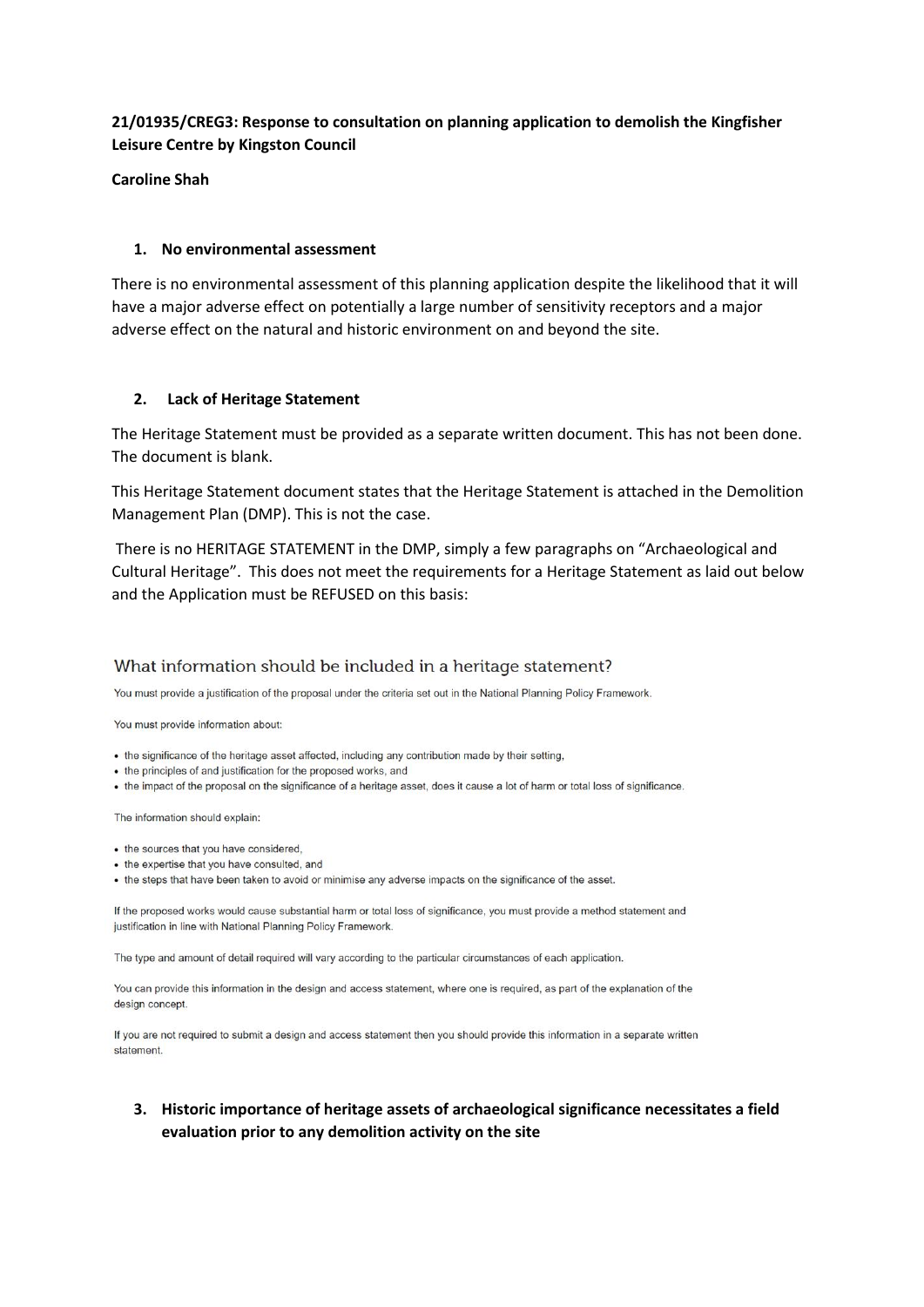**21/01935/CREG3: Response to consultation on planning application to demolish the Kingfisher Leisure Centre by Kingston Council**

**Caroline Shah**

1. **No environmental assessment**

There is no environmental assessment of this planning application despite the likelihood that it will have a major adverse effect on potentially a large number of sensitivity receptors and a major adverse effect on the natural and historic environment on and beyond the site.

2. **Lack of Heritage Statement**

The Heritage Statement must be provided as a separate written document. This has not been done. The document is blank.

This Heritage Statement document states that the Heritage Statement is attached in the Demolition Management Plan (DMP). This is not the case.

There is no HERITAGE STATEMENT in the DMP, simply a few paragraphs on "Archaeological and Cultural Heritage". This does not meet the requirements for a Heritage Statement as laid out below and the Application must be REFUSED on this basis:

## What information should be included in a heritage statement?

You must provide a justification of the proposal under the criteria set out in the National Planning Policy Framework.

You must provide information about:

- the significance of the heritage asset affected, including any contribution made by their setting,
- the principles of and justification for the proposed works, and
- the impact of the proposal on the significance of a heritage asset, does it cause a lot of harm or total loss of significance.

The information should explain:

- the sources that you have considered,
- the expertise that you have consulted, and
- the steps that have been taken to avoid or minimise any adverse impacts on the significance of the asset.

If the proposed works would cause substantial harm or total loss of significance, you must provide a method statement and justification in line with National Planning Policy Framework.

The type and amount of detail required will vary according to the particular circumstances of each application.

You can provide this information in the design and access statement, where one is required, as part of the explanation of the design concept.

If you are not required to submit a design and access statement then you should provide this information in a separate written statement.

3. **Historic importance of heritage assets of archaeological significance necessitates a field evaluation prior to any demolition activity on the site**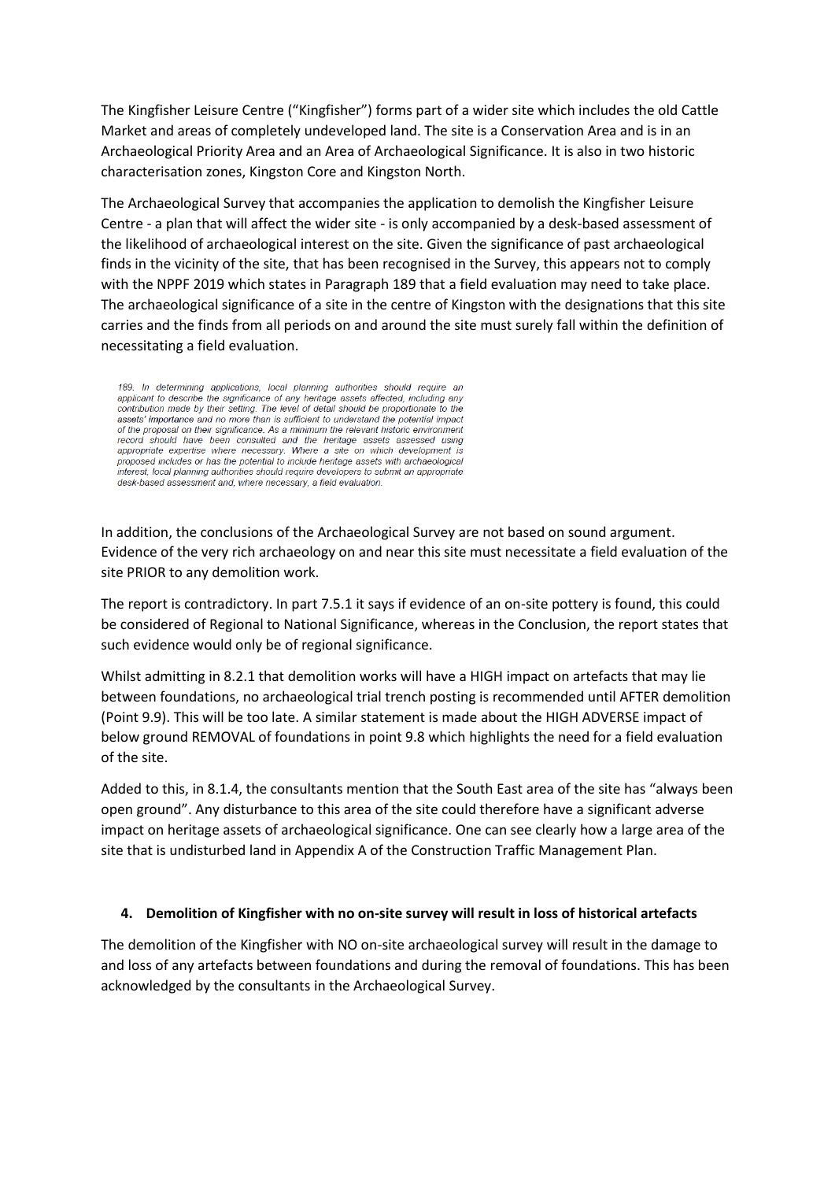The Kingfisher Leisure Centre ("Kingfisher") forms part of a wider site which includes the old Cattle Market and areas of completely undeveloped land. The site is a Conservation Area and is in an Archaeological Priority Area and an Area of Archaeological Significance. It is also in two historic characterisation zones, Kingston Core and Kingston North.

The Archaeological Survey that accompanies the application to demolish the Kingfisher Leisure Centre - a plan that will affect the wider site - is only accompanied by a desk-based assessment of the likelihood of archaeological interest on the site. Given the significance of past archaeological finds in the vicinity of the site, that has been recognised in the Survey, this appears not to comply with the NPPF 2019 which states in Paragraph 189 that a field evaluation may need to take place. The archaeological significance of a site in the centre of Kingston with the designations that this site carries and the finds from all periods on and around the site must surely fall within the definition of necessitating a field evaluation.

> *189. In determining applications, local planning authorities should require an applicant to describe the significance of any heritage assets affected, including any contribution made by their setting. The level of detail should be proportionate to the assets' importance and no more than is sufficient to understand the potential impact of the proposal on their significance. As a minimum the relevant historic environment record should have been consulted and the heritage assets assessed using appropriate expertise where necessary. Where a site on which development is proposed includes or has the potential to include heritage assets with archaeological interest, local planning authorities should require developers to submit an appropriate desk-based assessment and, where necessary, a field evaluation.*

In addition, the conclusions of the Archaeological Survey are not based on sound argument. Evidence of the very rich archaeology on and near this site must necessitate a field evaluation of the site PRIOR to any demolition work.

The report is contradictory. In part 7.5.1 it says if evidence of an on-site pottery is found, this could be considered of Regional to National Significance, whereas in the Conclusion, the report states that such evidence would only be of regional significance.

Whilst admitting in 8.2.1 that demolition works will have a HIGH impact on artefacts that may lie between foundations, no archaeological trial trench posting is recommended until AFTER demolition (Point 9.9). This will be too late. A similar statement is made about the HIGH ADVERSE impact of below ground REMOVAL of foundations in point 9.8 which highlights the need for a field evaluation of the site.

Added to this, in 8.1.4, the consultants mention that the South East area of the site has "always been open ground". Any disturbance to this area of the site could therefore have a significant adverse impact on heritage assets of archaeological significance. One can see clearly how a large area of the site that is undisturbed land in Appendix A of the Construction Traffic Management Plan.

#### 4. Demolition of Kingfisher with no on-site survey will result in loss of historical artefacts

The demolition of the Kingfisher with NO on-site archaeological survey will result in the damage to and loss of any artefacts between foundations and during the removal of foundations. This has been acknowledged by the consultants in the Archaeological Survey.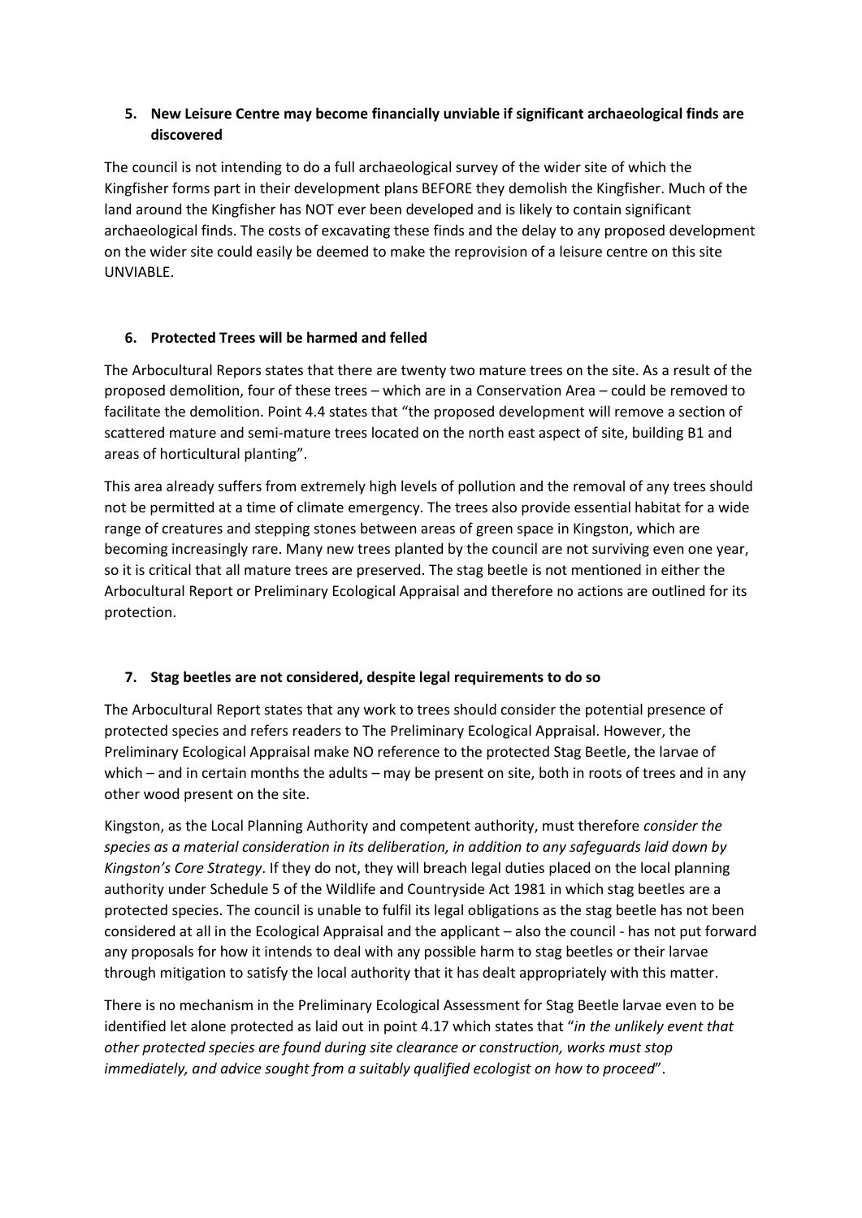## 5. New Leisure Centre may become financially unviable if significant archaeological finds are discovered

The council is not intending to do a full archaeological survey of the wider site of which the Kingfisher forms part in their development plans BEFORE they demolish the Kingfisher. Much of the land around the Kingfisher has NOT ever been developed and is likely to contain significant archaeological finds. The costs of excavating these finds and the delay to any proposed development on the wider site could easily be deemed to make the reprovision of a leisure centre on this site UNVIABLE.

## 6. Protected Trees will be harmed and felled

The Arbocultural Repors states that there are twenty two mature trees on the site. As a result of the proposed demolition, four of these trees – which are in a Conservation Area – could be removed to facilitate the demolition. Point 4.4 states that "the proposed development will remove a section of scattered mature and semi-mature trees located on the north east aspect of site, building B1 and areas of horticultural planting".

This area already suffers from extremely high levels of pollution and the removal of any trees should not be permitted at a time of climate emergency. The trees also provide essential habitat for a wide range of creatures and stepping stones between areas of green space in Kingston, which are becoming increasingly rare. Many new trees planted by the council are not surviving even one year, so it is critical that all mature trees are preserved. The stag beetle is not mentioned in either the Arbocultural Report or Preliminary Ecological Appraisal and therefore no actions are outlined for its protection.

## 7. Stag beetles are not considered, despite legal requirements to do so

The Arbocultural Report states that any work to trees should consider the potential presence of protected species and refers readers to The Preliminary Ecological Appraisal. However, the Preliminary Ecological Appraisal make NO reference to the protected Stag Beetle, the larvae of which – and in certain months the adults – may be present on site, both in roots of trees and in any other wood present on the site.

Kingston, as the Local Planning Authority and competent authority, must therefore *consider the species as a material consideration in its deliberation, in addition to any safeguards laid down by Kingston's Core Strategy*. If they do not, they will breach legal duties placed on the local planning authority under Schedule 5 of the Wildlife and Countryside Act 1981 in which stag beetles are a protected species. The council is unable to fulfil its legal obligations as the stag beetle has not been considered at all in the Ecological Appraisal and the applicant – also the council - has not put forward any proposals for how it intends to deal with any possible harm to stag beetles or their larvae through mitigation to satisfy the local authority that it has dealt appropriately with this matter.

There is no mechanism in the Preliminary Ecological Assessment for Stag Beetle larvae even to be identified let alone protected as laid out in point 4.17 which states that "*in the unlikely event that other protected species are found during site clearance or construction, works must stop immediately, and advice sought from a suitably qualified ecologist on how to proceed*".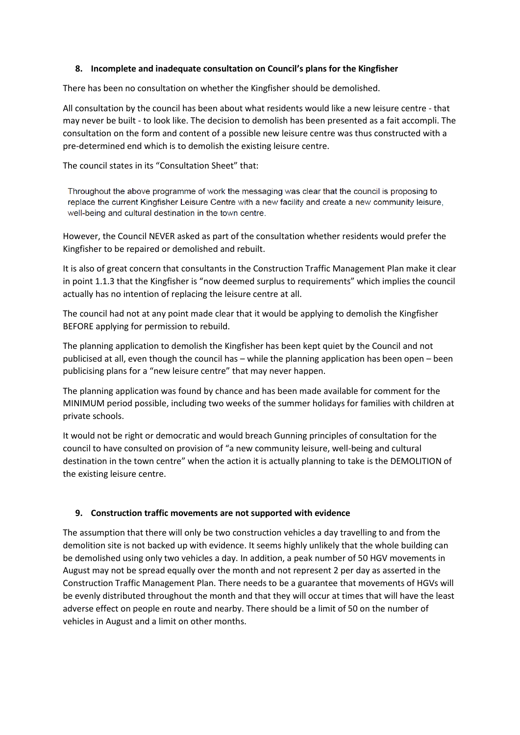## 8. Incomplete and inadequate consultation on Council's plans for the Kingfisher

There has been no consultation on whether the Kingfisher should be demolished.

All consultation by the council has been about what residents would like a new leisure centre - that may never be built - to look like. The decision to demolish has been presented as a fait accompli. The consultation on the form and content of a possible new leisure centre was thus constructed with a pre-determined end which is to demolish the existing leisure centre.

The council states in its "Consultation Sheet" that:

> Throughout the above programme of work the messaging was clear that the council is proposing to replace the current Kingfisher Leisure Centre with a new facility and create a new community leisure, well-being and cultural destination in the town centre.

However, the Council NEVER asked as part of the consultation whether residents would prefer the Kingfisher to be repaired or demolished and rebuilt.

It is also of great concern that consultants in the Construction Traffic Management Plan make it clear in point 1.1.3 that the Kingfisher is "now deemed surplus to requirements" which implies the council actually has no intention of replacing the leisure centre at all.

The council had not at any point made clear that it would be applying to demolish the Kingfisher BEFORE applying for permission to rebuild.

The planning application to demolish the Kingfisher has been kept quiet by the Council and not publicised at all, even though the council has – while the planning application has been open – been publicising plans for a "new leisure centre" that may never happen.

The planning application was found by chance and has been made available for comment for the MINIMUM period possible, including two weeks of the summer holidays for families with children at private schools.

It would not be right or democratic and would breach Gunning principles of consultation for the council to have consulted on provision of "a new community leisure, well-being and cultural destination in the town centre" when the action it is actually planning to take is the DEMOLITION of the existing leisure centre.

## 9. Construction traffic movements are not supported with evidence

The assumption that there will only be two construction vehicles a day travelling to and from the demolition site is not backed up with evidence. It seems highly unlikely that the whole building can be demolished using only two vehicles a day. In addition, a peak number of 50 HGV movements in August may not be spread equally over the month and not represent 2 per day as asserted in the Construction Traffic Management Plan. There needs to be a guarantee that movements of HGVs will be evenly distributed throughout the month and that they will occur at times that will have the least adverse effect on people en route and nearby. There should be a limit of 50 on the number of vehicles in August and a limit on other months.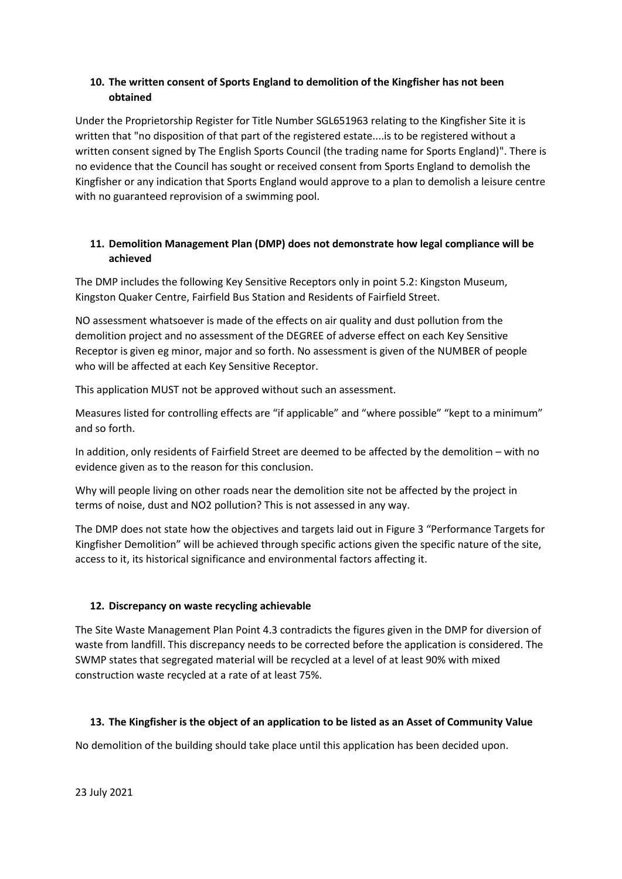## 10. The written consent of Sports England to demolition of the Kingfisher has not been obtained

Under the Proprietorship Register for Title Number SGL651963 relating to the Kingfisher Site it is written that "no disposition of that part of the registered estate....is to be registered without a written consent signed by The English Sports Council (the trading name for Sports England)". There is no evidence that the Council has sought or received consent from Sports England to demolish the Kingfisher or any indication that Sports England would approve to a plan to demolish a leisure centre with no guaranteed reprovision of a swimming pool.

## 11. Demolition Management Plan (DMP) does not demonstrate how legal compliance will be achieved

The DMP includes the following Key Sensitive Receptors only in point 5.2: Kingston Museum, Kingston Quaker Centre, Fairfield Bus Station and Residents of Fairfield Street.

NO assessment whatsoever is made of the effects on air quality and dust pollution from the demolition project and no assessment of the DEGREE of adverse effect on each Key Sensitive Receptor is given eg minor, major and so forth. No assessment is given of the NUMBER of people who will be affected at each Key Sensitive Receptor.

This application MUST not be approved without such an assessment.

Measures listed for controlling effects are "if applicable" and "where possible" "kept to a minimum" and so forth.

In addition, only residents of Fairfield Street are deemed to be affected by the demolition – with no evidence given as to the reason for this conclusion.

Why will people living on other roads near the demolition site not be affected by the project in terms of noise, dust and NO2 pollution? This is not assessed in any way.

The DMP does not state how the objectives and targets laid out in Figure 3 "Performance Targets for Kingfisher Demolition" will be achieved through specific actions given the specific nature of the site, access to it, its historical significance and environmental factors affecting it.

## 12. Discrepancy on waste recycling achievable

The Site Waste Management Plan Point 4.3 contradicts the figures given in the DMP for diversion of waste from landfill. This discrepancy needs to be corrected before the application is considered. The SWMP states that segregated material will be recycled at a level of at least 90% with mixed construction waste recycled at a rate of at least 75%.

## 13. The Kingfisher is the object of an application to be listed as an Asset of Community Value

No demolition of the building should take place until this application has been decided upon.

23 July 2021